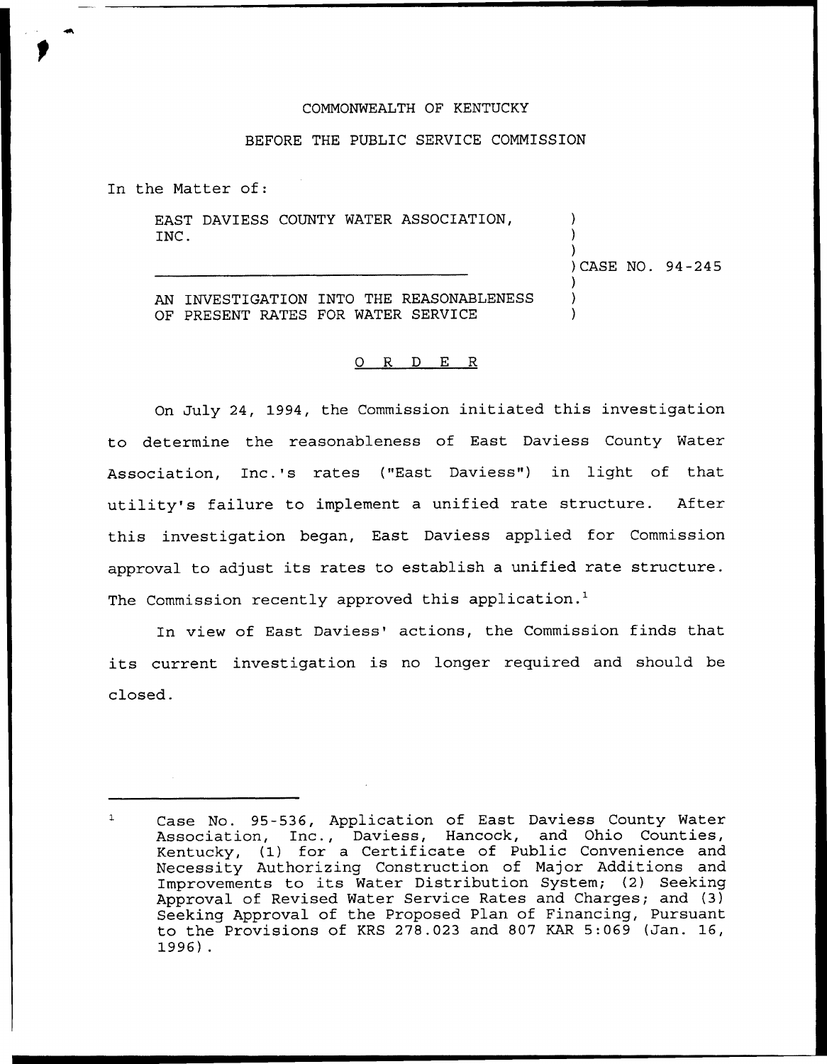COMMONWEALTH OF KENTUCKY

BEFORE THE PUBLIC SERVICE COMMISSION

In the Matter of:

EAST DAVIESS COUNTY WATER ASSOCIATION, INC.

AN INVESTIGATION INTO THE REASONABLENESS OF PRESENT RATES FOR WATER SERVICE

CASE NO. 94-245

O R D E R

On July 24, 1994, the Commission initiated this investigation to determine the reasonableness of East Daviess County Water Association, Inc.'s rates ("East Daviess") in light of that utility's failure to implement a unified rate structure. After this investigation began, East Daviess applied for Commission approval to adjust its rates to establish a unified rate structure. The Commission recently approved this application.[1]

In view of East Daviess' actions, the Commission finds that its current investigation is no longer required and should be closed.

---

[1] Case No. 95-536, Application of East Daviess County Water Association, Inc., Daviess, Hancock, and Ohio Counties, Kentucky, (1) for a Certificate of Public Convenience and Necessity Authorizing Construction of Major Additions and Improvements to its Water Distribution System; (2) Seeking Approval of Revised Water Service Rates and Charges; and (3) Seeking Approval of the Proposed Plan of Financing, Pursuant to the Provisions of KRS 278.023 and 807 KAR 5:069 (Jan. 16, 1996).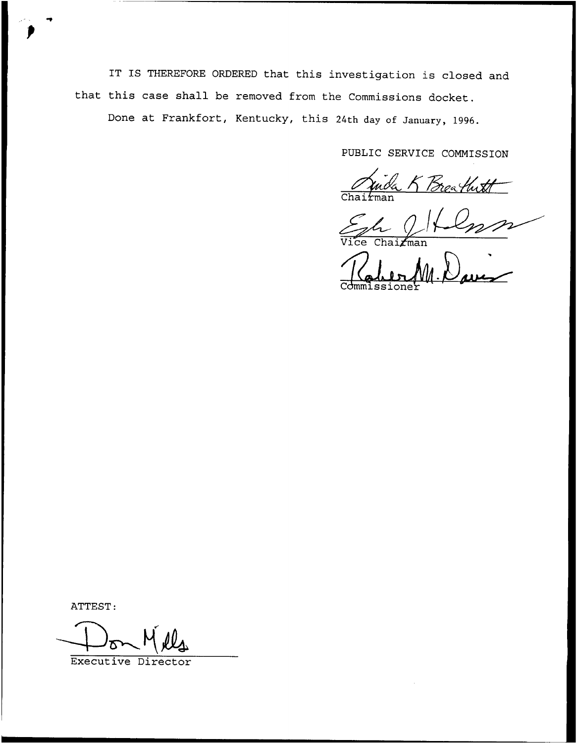IT IS THEREFORE ORDERED that this investigation is closed and that this case shall be removed from the Commissions docket.

Done at Frankfort, Kentucky, this 24th day of January, 1996.

PUBLIC SERVICE COMMISSION

Chairman

Vice Chairman

Commissioner

ATTEST:

Executive Director